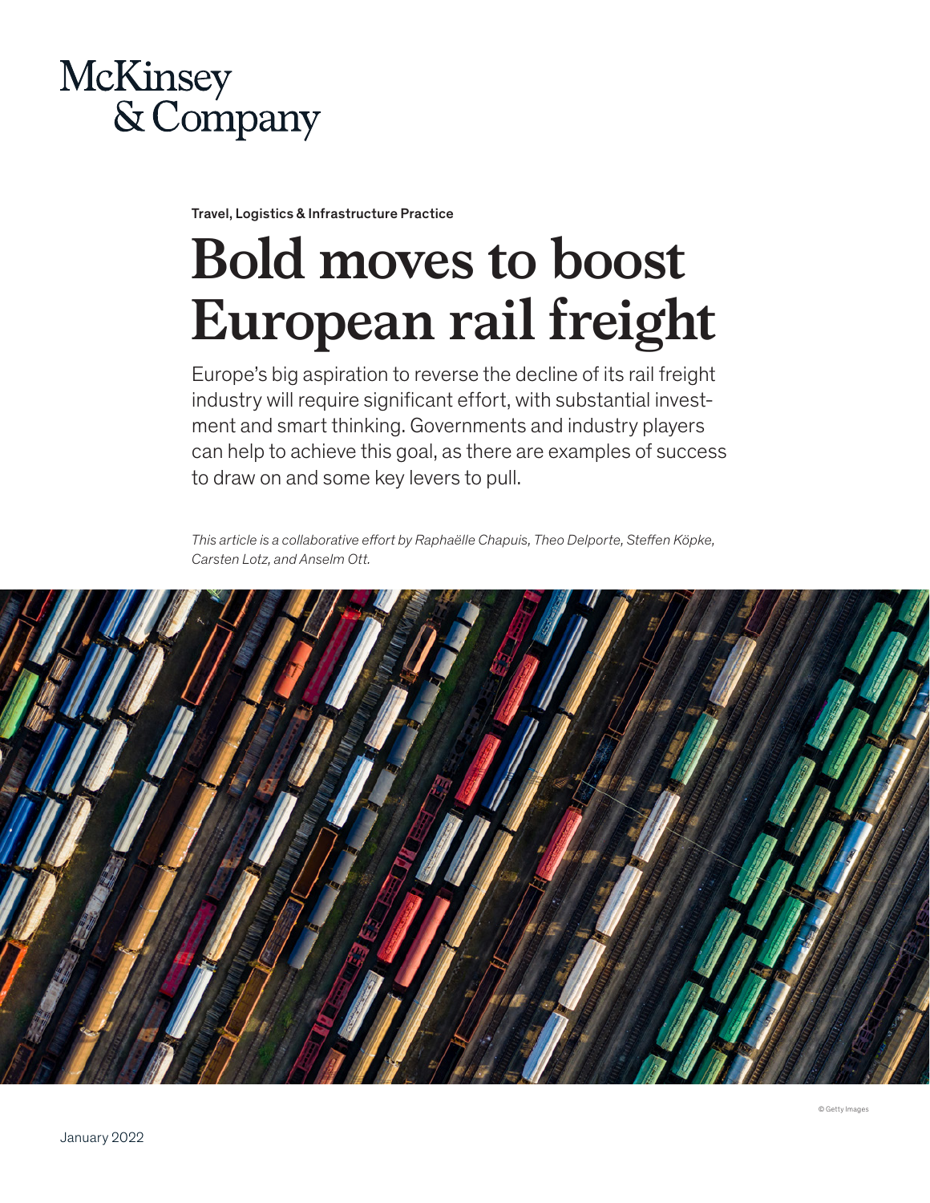McKinsey & Company

Travel, Logistics & Infrastructure Practice

# Bold moves to boost European rail freight

Europe's big aspiration to reverse the decline of its rail freight industry will require significant effort, with substantial investment and smart thinking. Governments and industry players can help to achieve this goal, as there are examples of success to draw on and some key levers to pull.

*This article is a collaborative effort by Raphaëlle Chapuis, Theo Delporte, Steffen Köpke, Carsten Lotz, and Anselm Ott.*

© Getty Images

January 2022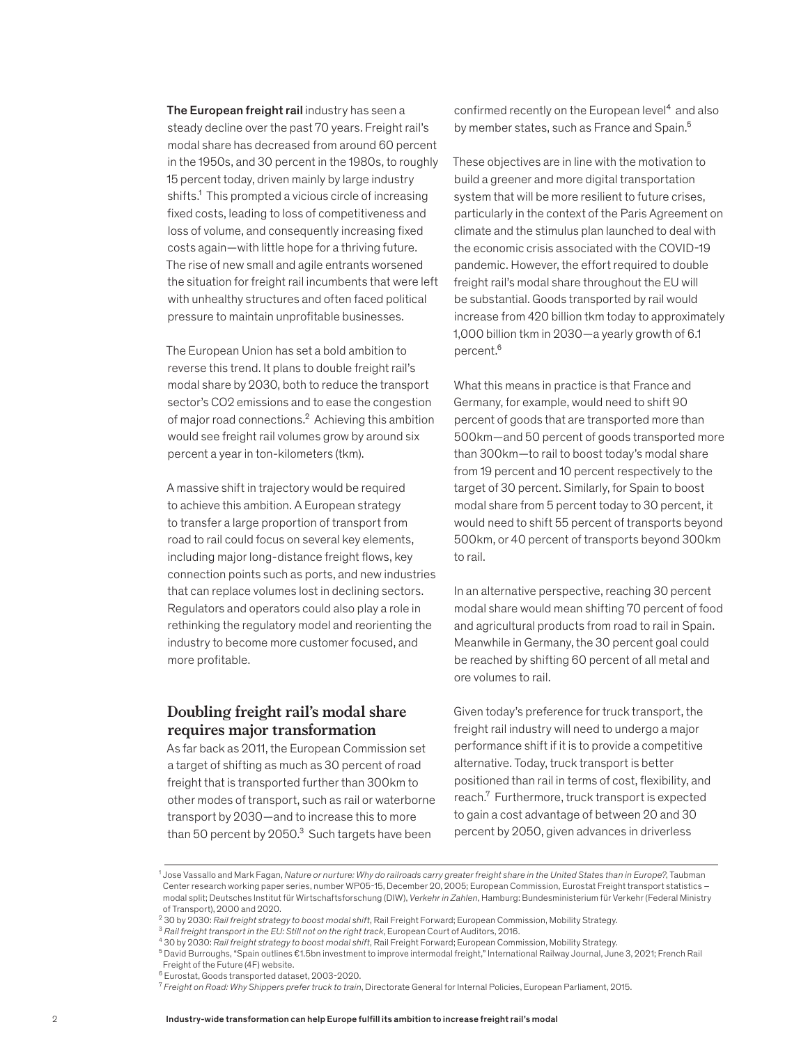**The European freight rail** industry has seen a steady decline over the past 70 years. Freight rail's modal share has decreased from around 60 percent in the 1950s, and 30 percent in the 1980s, to roughly 15 percent today, driven mainly by large industry shifts.[1] This prompted a vicious circle of increasing fixed costs, leading to loss of competitiveness and loss of volume, and consequently increasing fixed costs again—with little hope for a thriving future. The rise of new small and agile entrants worsened the situation for freight rail incumbents that were left with unhealthy structures and often faced political pressure to maintain unprofitable businesses.

The European Union has set a bold ambition to reverse this trend. It plans to double freight rail's modal share by 2030, both to reduce the transport sector's $CO_2$ emissions and to ease the congestion of major road connections.[2] Achieving this ambition would see freight rail volumes grow by around six percent a year in ton-kilometers (tkm).

A massive shift in trajectory would be required to achieve this ambition. A European strategy to transfer a large proportion of transport from road to rail could focus on several key elements, including major long-distance freight flows, key connection points such as ports, and new industries that can replace volumes lost in declining sectors. Regulators and operators could also play a role in rethinking the regulatory model and reorienting the industry to become more customer focused, and more profitable.

## Doubling freight rail's modal share requires major transformation

As far back as 2011, the European Commission set a target of shifting as much as 30 percent of road freight that is transported further than 300km to other modes of transport, such as rail or waterborne transport by 2030—and to increase this to more than 50 percent by 2050.[3] Such targets have been confirmed recently on the European level[4] and also by member states, such as France and Spain.[5]

These objectives are in line with the motivation to build a greener and more digital transportation system that will be more resilient to future crises, particularly in the context of the Paris Agreement on climate and the stimulus plan launched to deal with the economic crisis associated with the COVID-19 pandemic. However, the effort required to double freight rail's modal share throughout the EU will be substantial. Goods transported by rail would increase from 420 billion tkm today to approximately 1,000 billion tkm in 2030—a yearly growth of 6.1 percent.[6]

What this means in practice is that France and Germany, for example, would need to shift 90 percent of goods that are transported more than 500km—and 50 percent of goods transported more than 300km—to rail to boost today's modal share from 19 percent and 10 percent respectively to the target of 30 percent. Similarly, for Spain to boost modal share from 5 percent today to 30 percent, it would need to shift 55 percent of transports beyond 500km, or 40 percent of transports beyond 300km to rail.

In an alternative perspective, reaching 30 percent modal share would mean shifting 70 percent of food and agricultural products from road to rail in Spain. Meanwhile in Germany, the 30 percent goal could be reached by shifting 60 percent of all metal and ore volumes to rail.

Given today's preference for truck transport, the freight rail industry will need to undergo a major performance shift if it is to provide a competitive alternative. Today, truck transport is better positioned than rail in terms of cost, flexibility, and reach.[7] Furthermore, truck transport is expected to gain a cost advantage of between 20 and 30 percent by 2050, given advances in driverless

---

[1] Jose Vassallo and Mark Fagan, *Nature or nurture: Why do railroads carry greater freight share in the United States than in Europe?*, Taubman Center research working paper series, number WP05-15, December 20, 2005; European Commission, Eurostat Freight transport statistics – modal split; Deutsches Institut für Wirtschaftsforschung (DIW), *Verkehr in Zahlen*, Hamburg: Bundesministerium für Verkehr (Federal Ministry of Transport), 2000 and 2020.

[2] 30 by 2030: *Rail freight strategy to boost modal shift*, Rail Freight Forward; European Commission, Mobility Strategy.

[3] *Rail freight transport in the EU: Still not on the right track*, European Court of Auditors, 2016.

[4] 30 by 2030: *Rail freight strategy to boost modal shift*, Rail Freight Forward; European Commission, Mobility Strategy.

[5] David Burroughs, "Spain outlines €1.5bn investment to improve intermodal freight," International Railway Journal, June 3, 2021; French Rail Freight of the Future (4F) website.

[6] Eurostat, Goods transported dataset, 2003-2020.

[7] *Freight on Road: Why Shippers prefer truck to train*, Directorate General for Internal Policies, European Parliament, 2015.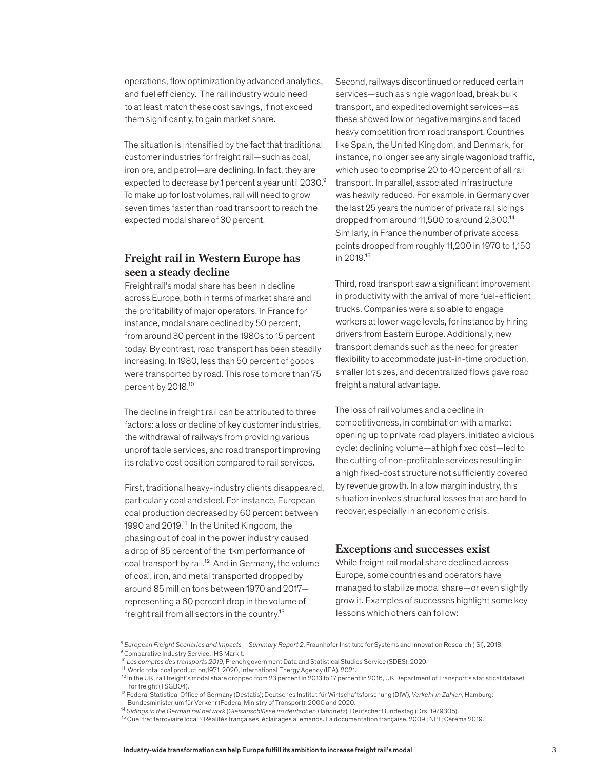operations, flow optimization by advanced analytics, and fuel efficiency. The rail industry would need to at least match these cost savings, if not exceed them significantly, to gain market share.

The situation is intensified by the fact that traditional customer industries for freight rail—such as coal, iron ore, and petrol—are declining. In fact, they are expected to decrease by 1 percent a year until 2030.[9] To make up for lost volumes, rail will need to grow seven times faster than road transport to reach the expected modal share of 30 percent.

## Freight rail in Western Europe has seen a steady decline

Freight rail's modal share has been in decline across Europe, both in terms of market share and the profitability of major operators. In France for instance, modal share declined by 50 percent, from around 30 percent in the 1980s to 15 percent today. By contrast, road transport has been steadily increasing. In 1980, less than 50 percent of goods were transported by road. This rose to more than 75 percent by 2018.[10]

The decline in freight rail can be attributed to three factors: a loss or decline of key customer industries, the withdrawal of railways from providing various unprofitable services, and road transport improving its relative cost position compared to rail services.

First, traditional heavy-industry clients disappeared, particularly coal and steel. For instance, European coal production decreased by 60 percent between 1990 and 2019.[11] In the United Kingdom, the phasing out of coal in the power industry caused a drop of 85 percent of the tkm performance of coal transport by rail.[12] And in Germany, the volume of coal, iron, and metal transported dropped by around 85 million tons between 1970 and 2017—representing a 60 percent drop in the volume of freight rail from all sectors in the country.[13]

Second, railways discontinued or reduced certain services—such as single wagonload, break bulk transport, and expedited overnight services—as these showed low or negative margins and faced heavy competition from road transport. Countries like Spain, the United Kingdom, and Denmark, for instance, no longer see any single wagonload traffic, which used to comprise 20 to 40 percent of all rail transport. In parallel, associated infrastructure was heavily reduced. For example, in Germany over the last 25 years the number of private rail sidings dropped from around 11,500 to around 2,300.[14] Similarly, in France the number of private access points dropped from roughly 11,200 in 1970 to 1,150 in 2019.[15]

Third, road transport saw a significant improvement in productivity with the arrival of more fuel-efficient trucks. Companies were also able to engage workers at lower wage levels, for instance by hiring drivers from Eastern Europe. Additionally, new transport demands such as the need for greater flexibility to accommodate just-in-time production, smaller lot sizes, and decentralized flows gave road freight a natural advantage.

The loss of rail volumes and a decline in competitiveness, in combination with a market opening up to private road players, initiated a vicious cycle: declining volume—at high fixed cost—led to the cutting of non-profitable services resulting in a high fixed-cost structure not sufficiently covered by revenue growth. In a low margin industry, this situation involves structural losses that are hard to recover, especially in an economic crisis.

## Exceptions and successes exist

While freight rail modal share declined across Europe, some countries and operators have managed to stabilize modal share—or even slightly grow it. Examples of successes highlight some key lessons which others can follow:

---

[8] *European Freight Scenarios and Impacts – Summary Report 2*, Fraunhofer Institute for Systems and Innovation Research (ISI), 2018.
[9] Comparative Industry Service, IHS Markit.
[10] *Les comptes des transports 2019*, French government Data and Statistical Studies Service (SDES), 2020.
[11] World total coal production,1971-2020, International Energy Agency (IEA), 2021.
[12] In the UK, rail freight's modal share dropped from 23 percent in 2013 to 17 percent in 2016, UK Department of Transport's statistical dataset for freight (TSGB04).
[13] Federal Statistical Office of Germany (Destatis); Deutsches Institut für Wirtschaftsforschung (DIW), *Verkehr in Zahlen*, Hamburg: Bundesministerium für Verkehr (Federal Ministry of Transport), 2000 and 2020.
[14] *Sidings in the German rail network* (*Gleisanschlüsse im deutschen Bahnnetz*), Deutscher Bundestag (Drs. 19/9305).
[15] Quel fret ferroviaire local ? Réalités françaises, éclairages allemands. La documentation française, 2009 ; NPI ; Cerema 2019.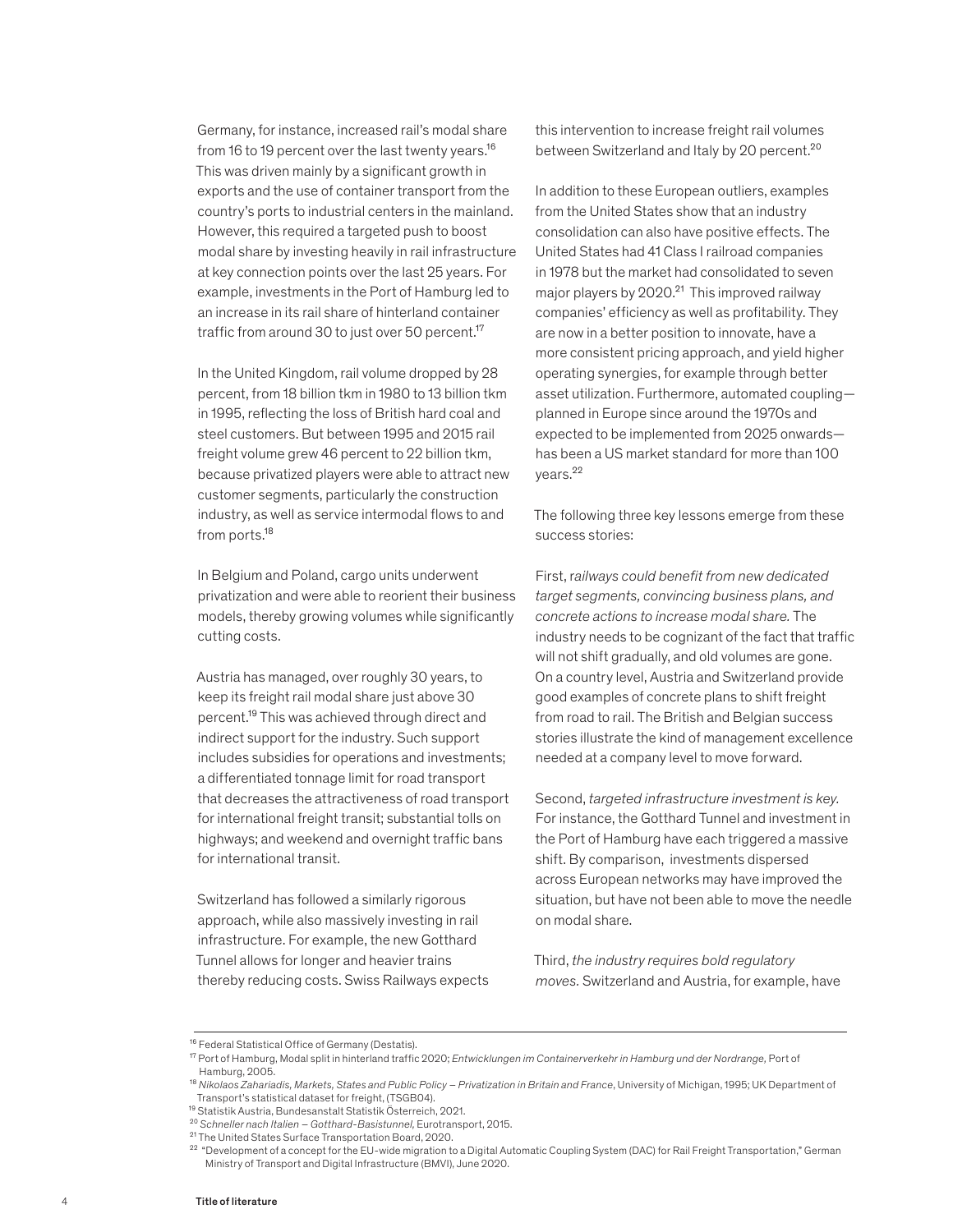Germany, for instance, increased rail's modal share from 16 to 19 percent over the last twenty years.[16] This was driven mainly by a significant growth in exports and the use of container transport from the country's ports to industrial centers in the mainland. However, this required a targeted push to boost modal share by investing heavily in rail infrastructure at key connection points over the last 25 years. For example, investments in the Port of Hamburg led to an increase in its rail share of hinterland container traffic from around 30 to just over 50 percent.[17]

In the United Kingdom, rail volume dropped by 28 percent, from 18 billion tkm in 1980 to 13 billion tkm in 1995, reflecting the loss of British hard coal and steel customers. But between 1995 and 2015 rail freight volume grew 46 percent to 22 billion tkm, because privatized players were able to attract new customer segments, particularly the construction industry, as well as service intermodal flows to and from ports.[18]

In Belgium and Poland, cargo units underwent privatization and were able to reorient their business models, thereby growing volumes while significantly cutting costs.

Austria has managed, over roughly 30 years, to keep its freight rail modal share just above 30 percent.[19] This was achieved through direct and indirect support for the industry. Such support includes subsidies for operations and investments; a differentiated tonnage limit for road transport that decreases the attractiveness of road transport for international freight transit; substantial tolls on highways; and weekend and overnight traffic bans for international transit.

Switzerland has followed a similarly rigorous approach, while also massively investing in rail infrastructure. For example, the new Gotthard Tunnel allows for longer and heavier trains thereby reducing costs. Swiss Railways expects this intervention to increase freight rail volumes between Switzerland and Italy by 20 percent.[20]

In addition to these European outliers, examples from the United States show that an industry consolidation can also have positive effects. The United States had 41 Class I railroad companies in 1978 but the market had consolidated to seven major players by 2020.[21] This improved railway companies' efficiency as well as profitability. They are now in a better position to innovate, have a more consistent pricing approach, and yield higher operating synergies, for example through better asset utilization. Furthermore, automated coupling—planned in Europe since around the 1970s and expected to be implemented from 2025 onwards—has been a US market standard for more than 100 years.[22]

The following three key lessons emerge from these success stories:

First, r*ailways could benefit from new dedicated target segments, convincing business plans, and concrete actions to increase modal share.* The industry needs to be cognizant of the fact that traffic will not shift gradually, and old volumes are gone. On a country level, Austria and Switzerland provide good examples of concrete plans to shift freight from road to rail. The British and Belgian success stories illustrate the kind of management excellence needed at a company level to move forward.

Second, *targeted infrastructure investment is key.* For instance, the Gotthard Tunnel and investment in the Port of Hamburg have each triggered a massive shift. By comparison, investments dispersed across European networks may have improved the situation, but have not been able to move the needle on modal share.

Third, *the industry requires bold regulatory moves.* Switzerland and Austria, for example, have

---

[16] Federal Statistical Office of Germany (Destatis).

[17] Port of Hamburg, Modal split in hinterland traffic 2020; *Entwicklungen im Containerverkehr in Hamburg und der Nordrange,* Port of Hamburg, 2005.

[18] *Nikolaos Zahariadis, Markets, States and Public Policy – Privatization in Britain and France*, University of Michigan, 1995; UK Department of Transport's statistical dataset for freight, (TSGB04).

[19] Statistik Austria, Bundesanstalt Statistik Österreich, 2021.

[20] *Schneller nach Italien – Gotthard-Basistunnel,* Eurotransport, 2015.

[21] The United States Surface Transportation Board, 2020.

[22] "Development of a concept for the EU-wide migration to a Digital Automatic Coupling System (DAC) for Rail Freight Transportation," German Ministry of Transport and Digital Infrastructure (BMVI), June 2020.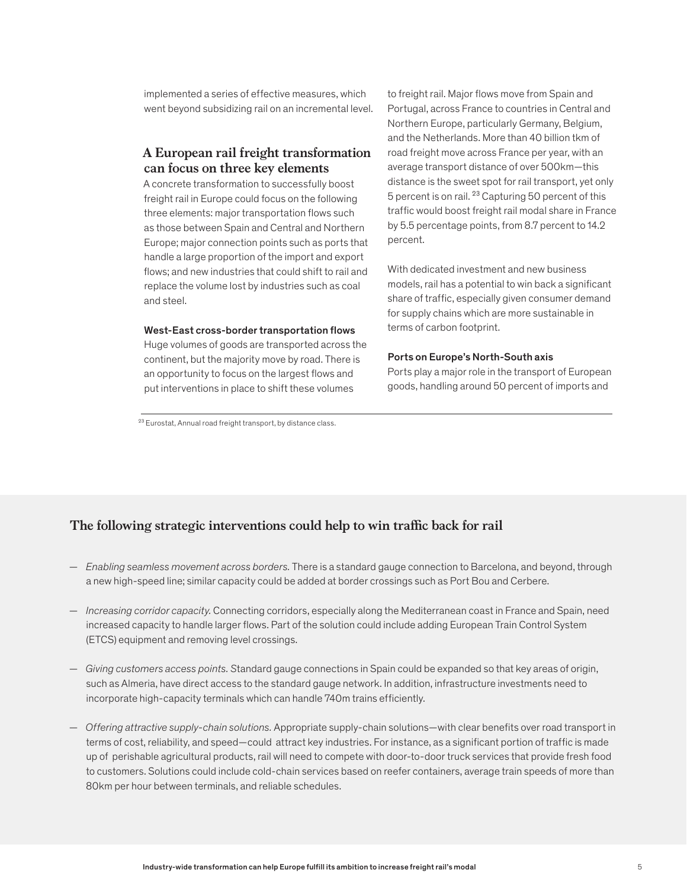implemented a series of effective measures, which went beyond subsidizing rail on an incremental level.

## A European rail freight transformation can focus on three key elements

A concrete transformation to successfully boost freight rail in Europe could focus on the following three elements: major transportation flows such as those between Spain and Central and Northern Europe; major connection points such as ports that handle a large proportion of the import and export flows; and new industries that could shift to rail and replace the volume lost by industries such as coal and steel.

### West-East cross-border transportation flows

Huge volumes of goods are transported across the continent, but the majority move by road. There is an opportunity to focus on the largest flows and put interventions in place to shift these volumes to freight rail. Major flows move from Spain and Portugal, across France to countries in Central and Northern Europe, particularly Germany, Belgium, and the Netherlands. More than 40 billion tkm of road freight move across France per year, with an average transport distance of over 500km—this distance is the sweet spot for rail transport, yet only 5 percent is on rail. [23] Capturing 50 percent of this traffic would boost freight rail modal share in France by 5.5 percentage points, from 8.7 percent to 14.2 percent.

With dedicated investment and new business models, rail has a potential to win back a significant share of traffic, especially given consumer demand for supply chains which are more sustainable in terms of carbon footprint.

### Ports on Europe's North-South axis

Ports play a major role in the transport of European goods, handling around 50 percent of imports and

[23] Eurostat, Annual road freight transport, by distance class.

## The following strategic interventions could help to win traffic back for rail

- *Enabling seamless movement across borders.* There is a standard gauge connection to Barcelona, and beyond, through a new high-speed line; similar capacity could be added at border crossings such as Port Bou and Cerbere.
- *Increasing corridor capacity.* Connecting corridors, especially along the Mediterranean coast in France and Spain, need increased capacity to handle larger flows. Part of the solution could include adding European Train Control System (ETCS) equipment and removing level crossings.
- *Giving customers access points.* Standard gauge connections in Spain could be expanded so that key areas of origin, such as Almeria, have direct access to the standard gauge network. In addition, infrastructure investments need to incorporate high-capacity terminals which can handle 740m trains efficiently.
- *Offering attractive supply-chain solutions.* Appropriate supply-chain solutions—with clear benefits over road transport in terms of cost, reliability, and speed—could attract key industries. For instance, as a significant portion of traffic is made up of perishable agricultural products, rail will need to compete with door-to-door truck services that provide fresh food to customers. Solutions could include cold-chain services based on reefer containers, average train speeds of more than 80km per hour between terminals, and reliable schedules.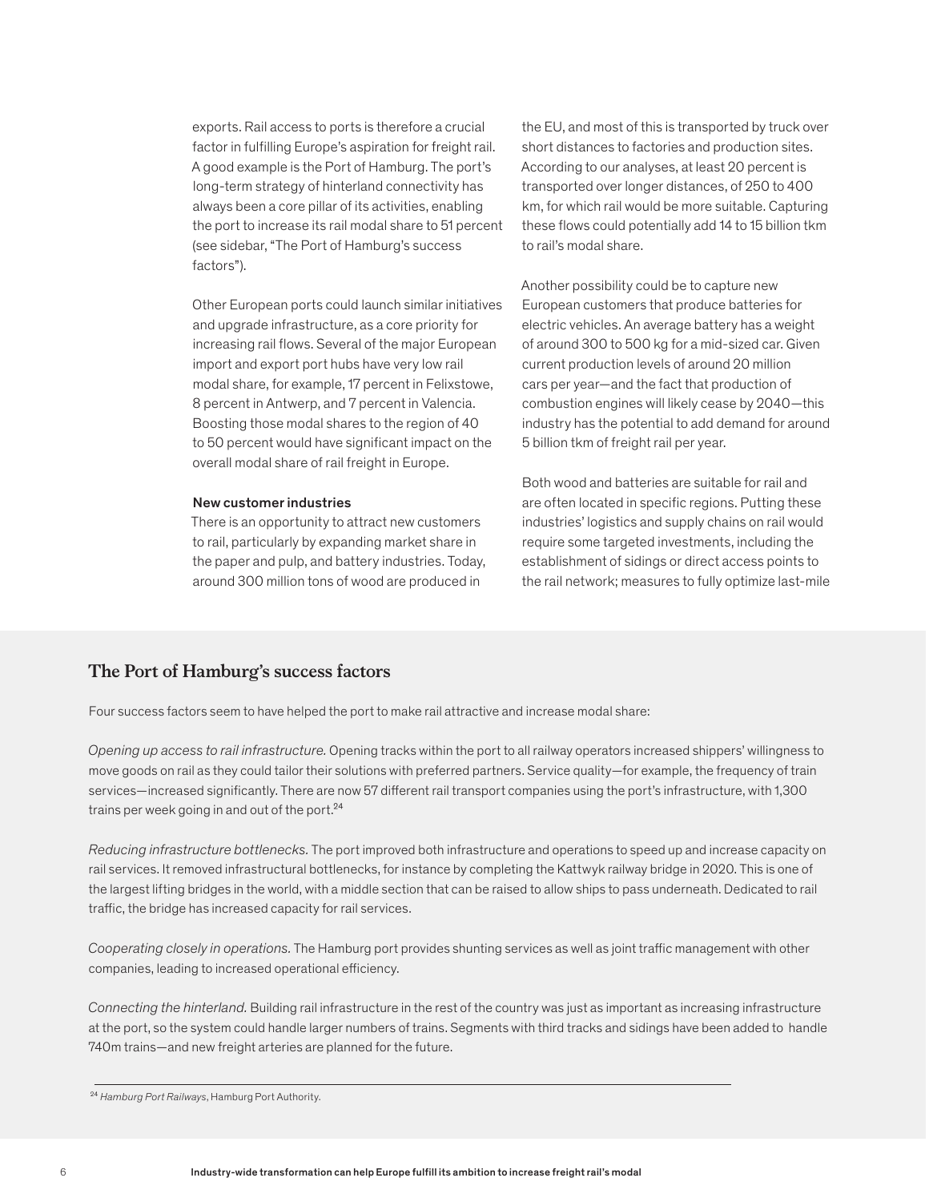exports. Rail access to ports is therefore a crucial factor in fulfilling Europe's aspiration for freight rail. A good example is the Port of Hamburg. The port's long-term strategy of hinterland connectivity has always been a core pillar of its activities, enabling the port to increase its rail modal share to 51 percent (see sidebar, "The Port of Hamburg's success factors").

Other European ports could launch similar initiatives and upgrade infrastructure, as a core priority for increasing rail flows. Several of the major European import and export port hubs have very low rail modal share, for example, 17 percent in Felixstowe, 8 percent in Antwerp, and 7 percent in Valencia. Boosting those modal shares to the region of 40 to 50 percent would have significant impact on the overall modal share of rail freight in Europe.

**New customer industries**

There is an opportunity to attract new customers to rail, particularly by expanding market share in the paper and pulp, and battery industries. Today, around 300 million tons of wood are produced in the EU, and most of this is transported by truck over short distances to factories and production sites. According to our analyses, at least 20 percent is transported over longer distances, of 250 to 400 km, for which rail would be more suitable. Capturing these flows could potentially add 14 to 15 billion tkm to rail's modal share.

Another possibility could be to capture new European customers that produce batteries for electric vehicles. An average battery has a weight of around 300 to 500 kg for a mid-sized car. Given current production levels of around 20 million cars per year—and the fact that production of combustion engines will likely cease by 2040—this industry has the potential to add demand for around 5 billion tkm of freight rail per year.

Both wood and batteries are suitable for rail and are often located in specific regions. Putting these industries' logistics and supply chains on rail would require some targeted investments, including the establishment of sidings or direct access points to the rail network; measures to fully optimize last-mile

## The Port of Hamburg's success factors

Four success factors seem to have helped the port to make rail attractive and increase modal share:

*Opening up access to rail infrastructure.* Opening tracks within the port to all railway operators increased shippers' willingness to move goods on rail as they could tailor their solutions with preferred partners. Service quality—for example, the frequency of train services—increased significantly. There are now 57 different rail transport companies using the port's infrastructure, with 1,300 trains per week going in and out of the port.[24]

*Reducing infrastructure bottlenecks.* The port improved both infrastructure and operations to speed up and increase capacity on rail services. It removed infrastructural bottlenecks, for instance by completing the Kattwyk railway bridge in 2020. This is one of the largest lifting bridges in the world, with a middle section that can be raised to allow ships to pass underneath. Dedicated to rail traffic, the bridge has increased capacity for rail services.

*Cooperating closely in operations.* The Hamburg port provides shunting services as well as joint traffic management with other companies, leading to increased operational efficiency.

*Connecting the hinterland.* Building rail infrastructure in the rest of the country was just as important as increasing infrastructure at the port, so the system could handle larger numbers of trains. Segments with third tracks and sidings have been added to handle 740m trains—and new freight arteries are planned for the future.

---

[24] *Hamburg Port Railways*, Hamburg Port Authority.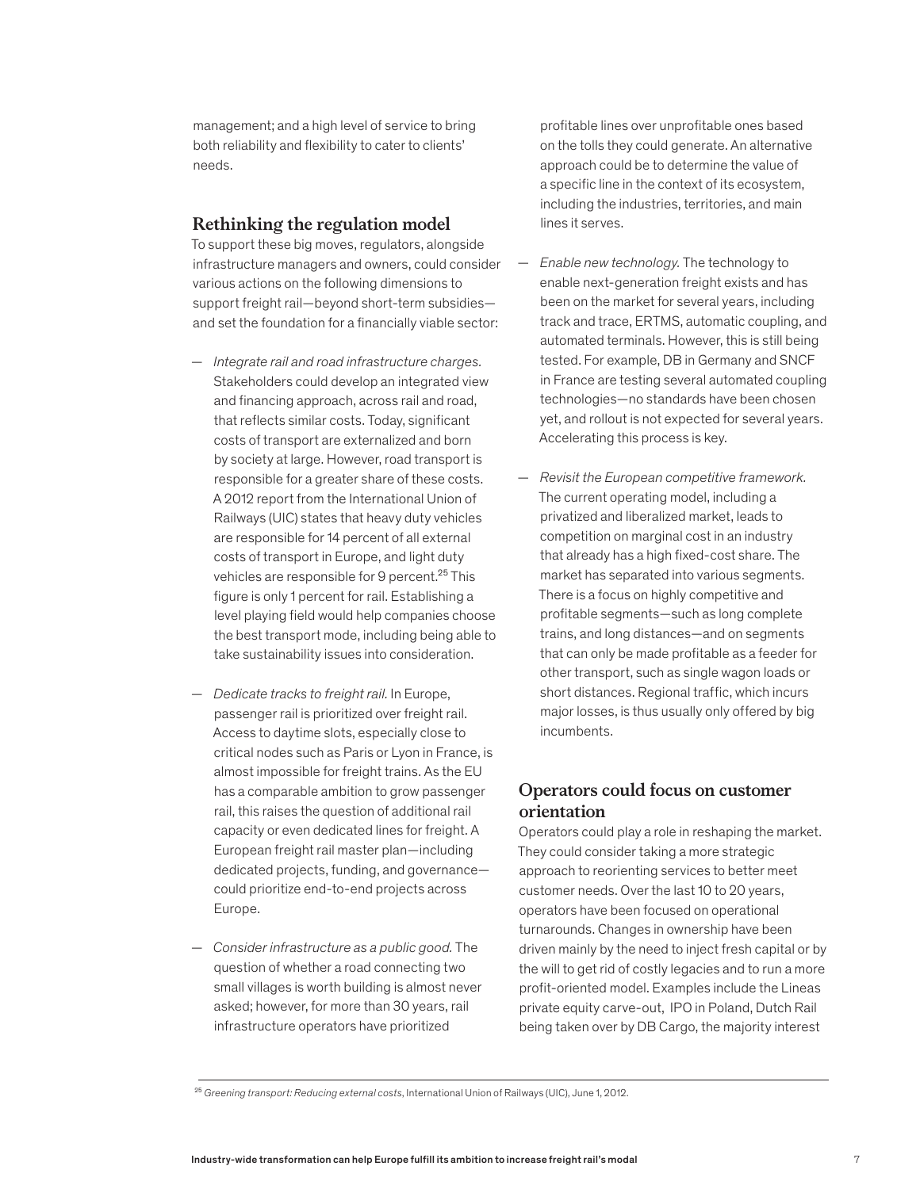management; and a high level of service to bring both reliability and flexibility to cater to clients' needs.

## Rethinking the regulation model

To support these big moves, regulators, alongside infrastructure managers and owners, could consider various actions on the following dimensions to support freight rail—beyond short-term subsidies—and set the foundation for a financially viable sector:

- *Integrate rail and road infrastructure charges.* Stakeholders could develop an integrated view and financing approach, across rail and road, that reflects similar costs. Today, significant costs of transport are externalized and born by society at large. However, road transport is responsible for a greater share of these costs. A 2012 report from the International Union of Railways (UIC) states that heavy duty vehicles are responsible for 14 percent of all external costs of transport in Europe, and light duty vehicles are responsible for 9 percent.[25] This figure is only 1 percent for rail. Establishing a level playing field would help companies choose the best transport mode, including being able to take sustainability issues into consideration.

- *Dedicate tracks to freight rail.* In Europe, passenger rail is prioritized over freight rail. Access to daytime slots, especially close to critical nodes such as Paris or Lyon in France, is almost impossible for freight trains. As the EU has a comparable ambition to grow passenger rail, this raises the question of additional rail capacity or even dedicated lines for freight. A European freight rail master plan—including dedicated projects, funding, and governance—could prioritize end-to-end projects across Europe.

- *Consider infrastructure as a public good.* The question of whether a road connecting two small villages is worth building is almost never asked; however, for more than 30 years, rail infrastructure operators have prioritized profitable lines over unprofitable ones based on the tolls they could generate. An alternative approach could be to determine the value of a specific line in the context of its ecosystem, including the industries, territories, and main lines it serves.

- *Enable new technology.* The technology to enable next-generation freight exists and has been on the market for several years, including track and trace, ERTMS, automatic coupling, and automated terminals. However, this is still being tested. For example, DB in Germany and SNCF in France are testing several automated coupling technologies—no standards have been chosen yet, and rollout is not expected for several years. Accelerating this process is key.

- *Revisit the European competitive framework.* The current operating model, including a privatized and liberalized market, leads to competition on marginal cost in an industry that already has a high fixed-cost share. The market has separated into various segments. There is a focus on highly competitive and profitable segments—such as long complete trains, and long distances—and on segments that can only be made profitable as a feeder for other transport, such as single wagon loads or short distances. Regional traffic, which incurs major losses, is thus usually only offered by big incumbents.

## Operators could focus on customer orientation

Operators could play a role in reshaping the market. They could consider taking a more strategic approach to reorienting services to better meet customer needs. Over the last 10 to 20 years, operators have been focused on operational turnarounds. Changes in ownership have been driven mainly by the need to inject fresh capital or by the will to get rid of costly legacies and to run a more profit-oriented model. Examples include the Lineas private equity carve-out, IPO in Poland, Dutch Rail being taken over by DB Cargo, the majority interest

[25] *Greening transport: Reducing external costs*, International Union of Railways (UIC), June 1, 2012.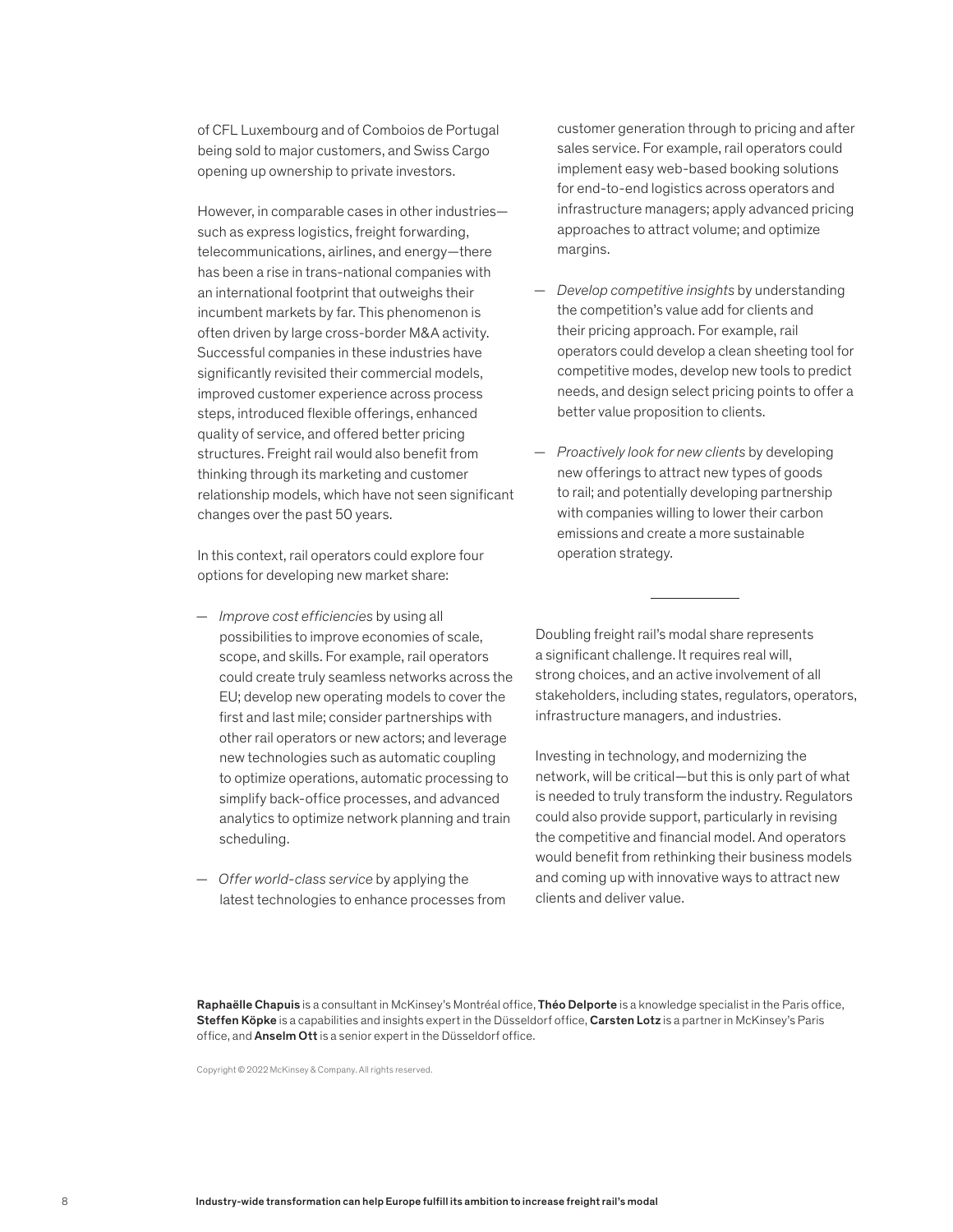of CFL Luxembourg and of Comboios de Portugal being sold to major customers, and Swiss Cargo opening up ownership to private investors.

However, in comparable cases in other industries—such as express logistics, freight forwarding, telecommunications, airlines, and energy—there has been a rise in trans-national companies with an international footprint that outweighs their incumbent markets by far. This phenomenon is often driven by large cross-border M&A activity. Successful companies in these industries have significantly revisited their commercial models, improved customer experience across process steps, introduced flexible offerings, enhanced quality of service, and offered better pricing structures. Freight rail would also benefit from thinking through its marketing and customer relationship models, which have not seen significant changes over the past 50 years.

In this context, rail operators could explore four options for developing new market share:

— *Improve cost efficiencies* by using all possibilities to improve economies of scale, scope, and skills. For example, rail operators could create truly seamless networks across the EU; develop new operating models to cover the first and last mile; consider partnerships with other rail operators or new actors; and leverage new technologies such as automatic coupling to optimize operations, automatic processing to simplify back-office processes, and advanced analytics to optimize network planning and train scheduling.

— *Offer world-class service* by applying the latest technologies to enhance processes from customer generation through to pricing and after sales service. For example, rail operators could implement easy web-based booking solutions for end-to-end logistics across operators and infrastructure managers; apply advanced pricing approaches to attract volume; and optimize margins.

— *Develop competitive insights* by understanding the competition's value add for clients and their pricing approach. For example, rail operators could develop a clean sheeting tool for competitive modes, develop new tools to predict needs, and design select pricing points to offer a better value proposition to clients.

— *Proactively look for new clients* by developing new offerings to attract new types of goods to rail; and potentially developing partnership with companies willing to lower their carbon emissions and create a more sustainable operation strategy.

---

Doubling freight rail's modal share represents a significant challenge. It requires real will, strong choices, and an active involvement of all stakeholders, including states, regulators, operators, infrastructure managers, and industries.

Investing in technology, and modernizing the network, will be critical—but this is only part of what is needed to truly transform the industry. Regulators could also provide support, particularly in revising the competitive and financial model. And operators would benefit from rethinking their business models and coming up with innovative ways to attract new clients and deliver value.

**Raphaëlle Chapuis** is a consultant in McKinsey's Montréal office, **Théo Delporte** is a knowledge specialist in the Paris office, **Steffen Köpke** is a capabilities and insights expert in the Düsseldorf office, **Carsten Lotz** is a partner in McKinsey's Paris office, and **Anselm Ott** is a senior expert in the Düsseldorf office.

Copyright © 2022 McKinsey & Company. All rights reserved.